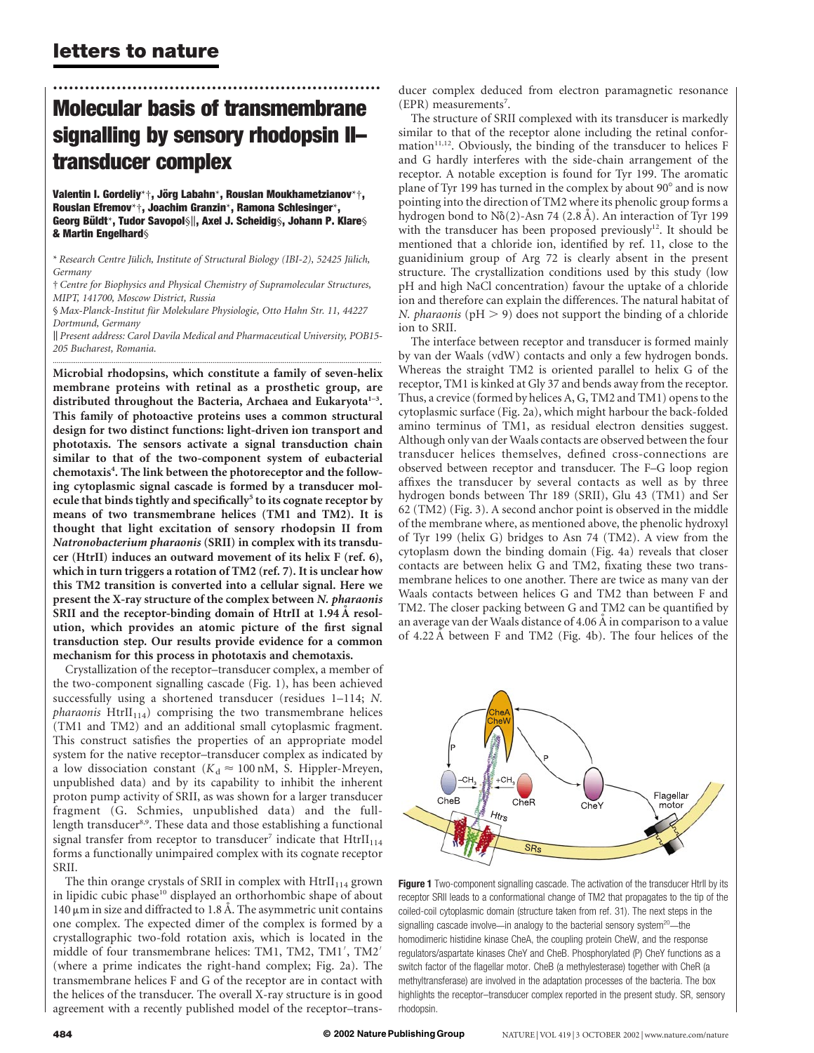# Molecular basis of transmembrane signalling by sensory rhodopsin II–transducer complex

**Valentin I. Gordeliy*†, Jörg Labahn*, Rouslan Moukhametzianov*†, Rouslan Efremov*†, Joachim Granzin*, Ramona Schlesinger*, Georg Büldt*, Tudor Savopol§‖, Axel J. Scheidig§, Johann P. Klare§ & Martin Engelhard§**

\* *Research Centre Jülich, Institute of Structural Biology (IBI-2), 52425 Jülich, Germany*

† *Centre for Biophysics and Physical Chemistry of Supramolecular Structures, MIPT, 141700, Moscow District, Russia*

§ *Max-Planck-Institut für Molekulare Physiologie, Otto Hahn Str. 11, 44227 Dortmund, Germany*

‖ *Present address: Carol Davila Medical and Pharmaceutical University, POB15-205 Bucharest, Romania.*

**Microbial rhodopsins, which constitute a family of seven-helix membrane proteins with retinal as a prosthetic group, are distributed throughout the Bacteria, Archaea and Eukaryota[1–3]. This family of photoactive proteins uses a common structural design for two distinct functions: light-driven ion transport and phototaxis. The sensors activate a signal transduction chain similar to that of the two-component system of eubacterial chemotaxis[4]. The link between the photoreceptor and the following cytoplasmic signal cascade is formed by a transducer molecule that binds tightly and specifically[5] to its cognate receptor by means of two transmembrane helices (TM1 and TM2). It is thought that light excitation of sensory rhodopsin II from *Natronobacterium pharaonis* (SRII) in complex with its transducer (HtrII) induces an outward movement of its helix F (ref. 6), which in turn triggers a rotation of TM2 (ref. 7). It is unclear how this TM2 transition is converted into a cellular signal. Here we present the X-ray structure of the complex between *N. pharaonis* SRII and the receptor-binding domain of HtrII at 1.94 Å resolution, which provides an atomic picture of the first signal transduction step. Our results provide evidence for a common mechanism for this process in phototaxis and chemotaxis.**

Crystallization of the receptor–transducer complex, a member of the two-component signalling cascade (Fig. 1), has been achieved successfully using a shortened transducer (residues 1–114; *N. pharaonis* $HtrII_{114}$) comprising the two transmembrane helices (TM1 and TM2) and an additional small cytoplasmic fragment. This construct satisfies the properties of an appropriate model system for the native receptor–transducer complex as indicated by a low dissociation constant ($K_d \approx 100$ nM, S. Hippler-Mreyen, unpublished data) and by its capability to inhibit the inherent proton pump activity of SRII, as was shown for a larger transducer fragment (G. Schmies, unpublished data) and the full-length transducer[8,9]. These data and those establishing a functional signal transfer from receptor to transducer[7] indicate that $HtrII_{114}$ forms a functionally unimpaired complex with its cognate receptor SRII.

The thin orange crystals of SRII in complex with $HtrII_{114}$ grown in lipidic cubic phase[10] displayed an orthorhombic shape of about 140 μm in size and diffracted to 1.8 Å. The asymmetric unit contains one complex. The expected dimer of the complex is formed by a crystallographic two-fold rotation axis, which is located in the middle of four transmembrane helices: TM1, TM2, TM1′, TM2′ (where a prime indicates the right-hand complex; Fig. 2a). The transmembrane helices F and G of the receptor are in contact with the helices of the transducer. The overall X-ray structure is in good agreement with a recently published model of the receptor–transducer complex deduced from electron paramagnetic resonance (EPR) measurements[7].

The structure of SRII complexed with its transducer is markedly similar to that of the receptor alone including the retinal conformation[11,12]. Obviously, the binding of the transducer to helices F and G hardly interferes with the side-chain arrangement of the receptor. A notable exception is found for Tyr 199. The aromatic plane of Tyr 199 has turned in the complex by about 90° and is now pointing into the direction of TM2 where its phenolic group forms a hydrogen bond to Nδ(2)-Asn 74 (2.8 Å). An interaction of Tyr 199 with the transducer has been proposed previously[12]. It should be mentioned that a chloride ion, identified by ref. 11, close to the guanidinium group of Arg 72 is clearly absent in the present structure. The crystallization conditions used by this study (low pH and high NaCl concentration) favour the uptake of a chloride ion and therefore can explain the differences. The natural habitat of *N. pharaonis* (pH > 9) does not support the binding of a chloride ion to SRII.

The interface between receptor and transducer is formed mainly by van der Waals (vdW) contacts and only a few hydrogen bonds. Whereas the straight TM2 is oriented parallel to helix G of the receptor, TM1 is kinked at Gly 37 and bends away from the receptor. Thus, a crevice (formed by helices A, G, TM2 and TM1) opens to the cytoplasmic surface (Fig. 2a), which might harbour the back-folded amino terminus of TM1, as residual electron densities suggest. Although only van der Waals contacts are observed between the four transducer helices themselves, defined cross-connections are observed between receptor and transducer. The F–G loop region affixes the transducer by several contacts as well as by three hydrogen bonds between Thr 189 (SRII), Glu 43 (TM1) and Ser 62 (TM2) (Fig. 3). A second anchor point is observed in the middle of the membrane where, as mentioned above, the phenolic hydroxyl of Tyr 199 (helix G) bridges to Asn 74 (TM2). A view from the cytoplasm down the binding domain (Fig. 4a) reveals that closer contacts are between helix G and TM2, fixating these two transmembrane helices to one another. There are twice as many van der Waals contacts between helices G and TM2 than between F and TM2. The closer packing between G and TM2 can be quantified by an average van der Waals distance of 4.06 Å in comparison to a value of 4.22 Å between F and TM2 (Fig. 4b). The four helices of the

**Figure 1** Two-component signalling cascade. The activation of the transducer HtrII by its receptor SRII leads to a conformational change of TM2 that propagates to the tip of the coiled-coil cytoplasmic domain (structure taken from ref. 31). The next steps in the signalling cascade involve—in analogy to the bacterial sensory system[20]—the homodimeric histidine kinase CheA, the coupling protein CheW, and the response regulators/aspartate kinases CheY and CheB. Phosphorylated (P) CheY functions as a switch factor of the flagellar motor. CheB (a methylesterase) together with CheR (a methyltransferase) are involved in the adaptation processes of the bacteria. The box highlights the receptor–transducer complex reported in the present study. SR, sensory rhodopsin.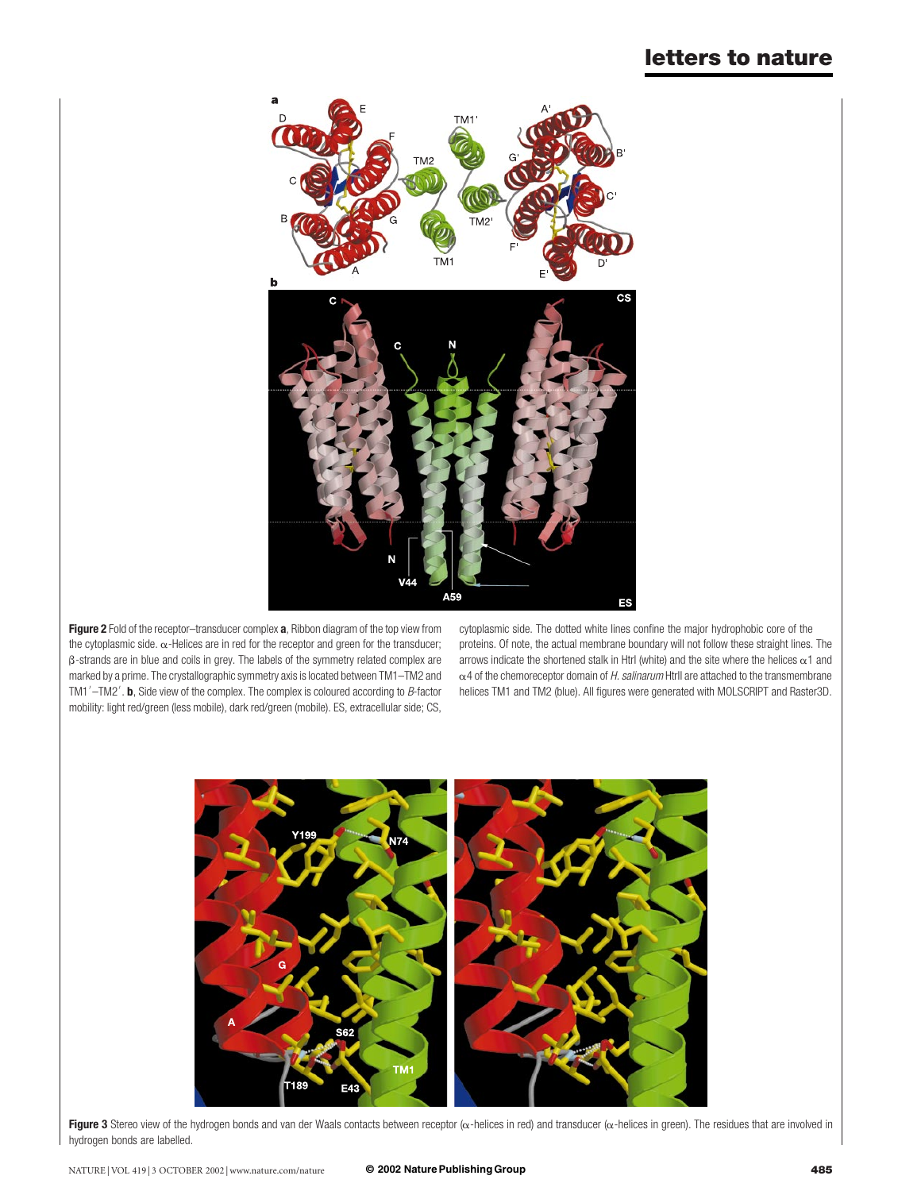**Figure 2** Fold of the receptor–transducer complex **a**, Ribbon diagram of the top view from the cytoplasmic side. α-Helices are in red for the receptor and green for the transducer; β-strands are in blue and coils in grey. The labels of the symmetry related complex are marked by a prime. The crystallographic symmetry axis is located between TM1–TM2 and TM1′–TM2′. **b**, Side view of the complex. The complex is coloured according to *B*-factor mobility: light red/green (less mobile), dark red/green (mobile). ES, extracellular side; CS, cytoplasmic side. The dotted white lines confine the major hydrophobic core of the proteins. Of note, the actual membrane boundary will not follow these straight lines. The arrows indicate the shortened stalk in HtrI (white) and the site where the helices α1 and α4 of the chemoreceptor domain of *H. salinarum* HtrII are attached to the transmembrane helices TM1 and TM2 (blue). All figures were generated with MOLSCRIPT and Raster3D.

**Figure 3** Stereo view of the hydrogen bonds and van der Waals contacts between receptor (α-helices in red) and transducer (α-helices in green). The residues that are involved in hydrogen bonds are labelled.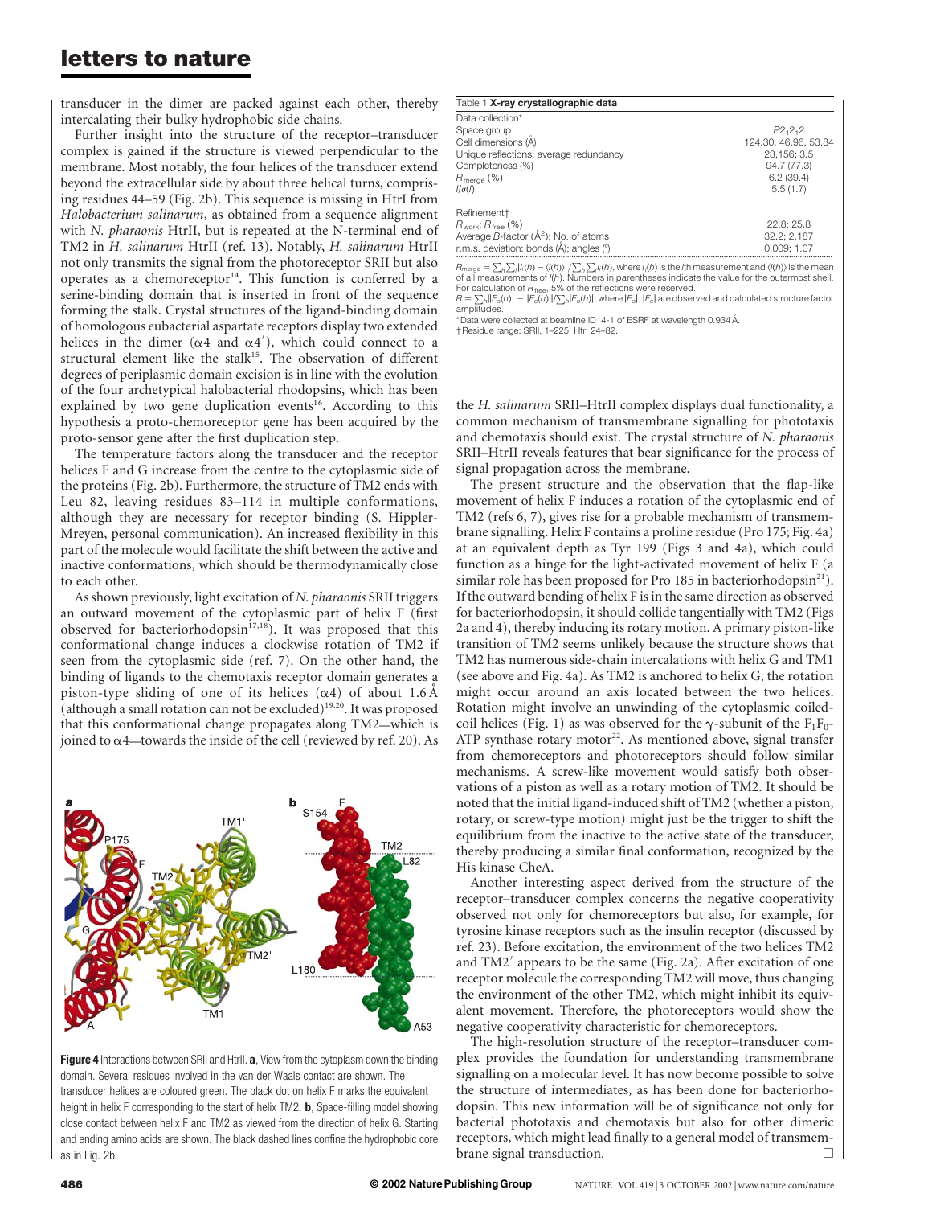transducer in the dimer are packed against each other, thereby intercalating their bulky hydrophobic side chains.

Further insight into the structure of the receptor–transducer complex is gained if the structure is viewed perpendicular to the membrane. Most notably, the four helices of the transducer extend beyond the extracellular side by about three helical turns, comprising residues 44–59 (Fig. 2b). This sequence is missing in HtrI from *Halobacterium salinarum*, as obtained from a sequence alignment with *N. pharaonis* HtrII, but is repeated at the N-terminal end of TM2 in *H. salinarum* HtrII (ref. 13). Notably, *H. salinarum* HtrII not only transmits the signal from the photoreceptor SRII but also operates as a chemoreceptor[14]. This function is conferred by a serine-binding domain that is inserted in front of the sequence forming the stalk. Crystal structures of the ligand-binding domain of homologous eubacterial aspartate receptors display two extended helices in the dimer (α4 and α4′), which could connect to a structural element like the stalk[15]. The observation of different degrees of periplasmic domain excision is in line with the evolution of the four archetypical halobacterial rhodopsins, which has been explained by two gene duplication events[16]. According to this hypothesis a proto-chemoreceptor gene has been acquired by the proto-sensor gene after the first duplication step.

The temperature factors along the transducer and the receptor helices F and G increase from the centre to the cytoplasmic side of the proteins (Fig. 2b). Furthermore, the structure of TM2 ends with Leu 82, leaving residues 83–114 in multiple conformations, although they are necessary for receptor binding (S. Hippler-Mreyen, personal communication). An increased flexibility in this part of the molecule would facilitate the shift between the active and inactive conformations, which should be thermodynamically close to each other.

As shown previously, light excitation of *N. pharaonis* SRII triggers an outward movement of the cytoplasmic part of helix F (first observed for bacteriorhodopsin[17,18]). It was proposed that this conformational change induces a clockwise rotation of TM2 if seen from the cytoplasmic side (ref. 7). On the other hand, the binding of ligands to the chemotaxis receptor domain generates a piston-type sliding of one of its helices (α4) of about 1.6 Å (although a small rotation can not be excluded)[19,20]. It was proposed that this conformational change propagates along TM2—which is joined to α4—towards the inside of the cell (reviewed by ref. 20). As the *H. salinarum* SRII–HtrII complex displays dual functionality, a common mechanism of transmembrane signalling for phototaxis and chemotaxis should exist. The crystal structure of *N. pharaonis* SRII–HtrII reveals features that bear significance for the process of signal propagation across the membrane.

The present structure and the observation that the flap-like movement of helix F induces a rotation of the cytoplasmic end of TM2 (refs 6, 7), gives rise for a probable mechanism of transmembrane signalling. Helix F contains a proline residue (Pro 175; Fig. 4a) at an equivalent depth as Tyr 199 (Figs 3 and 4a), which could function as a hinge for the light-activated movement of helix F (a similar role has been proposed for Pro 185 in bacteriorhodopsin[21]). If the outward bending of helix F is in the same direction as observed for bacteriorhodopsin, it should collide tangentially with TM2 (Figs 2a and 4), thereby inducing its rotary motion. A primary piston-like transition of TM2 seems unlikely because the structure shows that TM2 has numerous side-chain intercalations with helix G and TM1 (see above and Fig. 4a). As TM2 is anchored to helix G, the rotation might occur around an axis located between the two helices. Rotation might involve an unwinding of the cytoplasmic coiled-coil helices (Fig. 1) as was observed for the γ-subunit of the $F_1F_0$-ATP synthase rotary motor[22]. As mentioned above, signal transfer from chemoreceptors and photoreceptors should follow similar mechanisms. A screw-like movement would satisfy both observations of a piston as well as a rotary motion of TM2. It should be noted that the initial ligand-induced shift of TM2 (whether a piston, rotary, or screw-type motion) might just be the trigger to shift the equilibrium from the inactive to the active state of the transducer, thereby producing a similar final conformation, recognized by the His kinase CheA.

Another interesting aspect derived from the structure of the receptor–transducer complex concerns the negative cooperativity observed not only for chemoreceptors but also, for example, for tyrosine kinase receptors such as the insulin receptor (discussed by ref. 23). Before excitation, the environment of the two helices TM2 and TM2′ appears to be the same (Fig. 2a). After excitation of one receptor molecule the corresponding TM2 will move, thus changing the environment of the other TM2, which might inhibit its equivalent movement. Therefore, the photoreceptors would show the negative cooperativity characteristic for chemoreceptors.

The high-resolution structure of the receptor–transducer complex provides the foundation for understanding transmembrane signalling on a molecular level. It has now become possible to solve the structure of intermediates, as has been done for bacteriorhodopsin. This new information will be of significance not only for bacterial phototaxis and chemotaxis but also for other dimeric receptors, which might lead finally to a general model of transmembrane signal transduction. □

**Table 1 X-ray crystallographic data**

| Data collection* | |
|---|---|
| Space group | $P2_12_12$ |
| Cell dimensions (Å) | 124.30, 46.96, 53.84 |
| Unique reflections; average redundancy | 23,156; 3.5 |
| Completeness (%) | 94.7 (77.3) |
| $R_{merge}$ (%) | 6.2 (39.4) |
| $I/\sigma(I)$ | 5.5 (1.7) |
| Refinement† | |
| $R_{work}$; $R_{free}$ (%) | 22.8; 25.8 |
| Average *B*-factor (Å$^2$); No. of atoms | 32.2; 2,187 |
| r.m.s. deviation: bonds (Å); angles (°) | 0.009; 1.07 |

$R_{merge} = \sum_h \sum_i |I_i(h) - \langle I(h)\rangle| / \sum_h \sum_i I_i(h)$, where $I_i(h)$ is the *i*th measurement and $\langle I(h)\rangle$ is the mean of all measurements of $I(h)$. Numbers in parentheses indicate the value for the outermost shell. For calculation of $R_{free}$, 5% of the reflections were reserved.
$R = \sum_h ||F_o(h)| - |F_c(h)|| / \sum_h |F_o(h)|$; where $|F_o|$, $|F_c|$ are observed and calculated structure factor amplitudes.
*Data were collected at beamline ID14-1 of ESRF at wavelength 0.934 Å.
†Residue range: SRII, 1–225; Htr, 24–82.

**Figure 4** Interactions between SRII and HtrII. **a**, View from the cytoplasm down the binding domain. Several residues involved in the van der Waals contact are shown. The transducer helices are coloured green. The black dot on helix F marks the equivalent height in helix F corresponding to the start of helix TM2. **b**, Space-filling model showing close contact between helix F and TM2 as viewed from the direction of helix G. Starting and ending amino acids are shown. The black dashed lines confine the hydrophobic core as in Fig. 2b.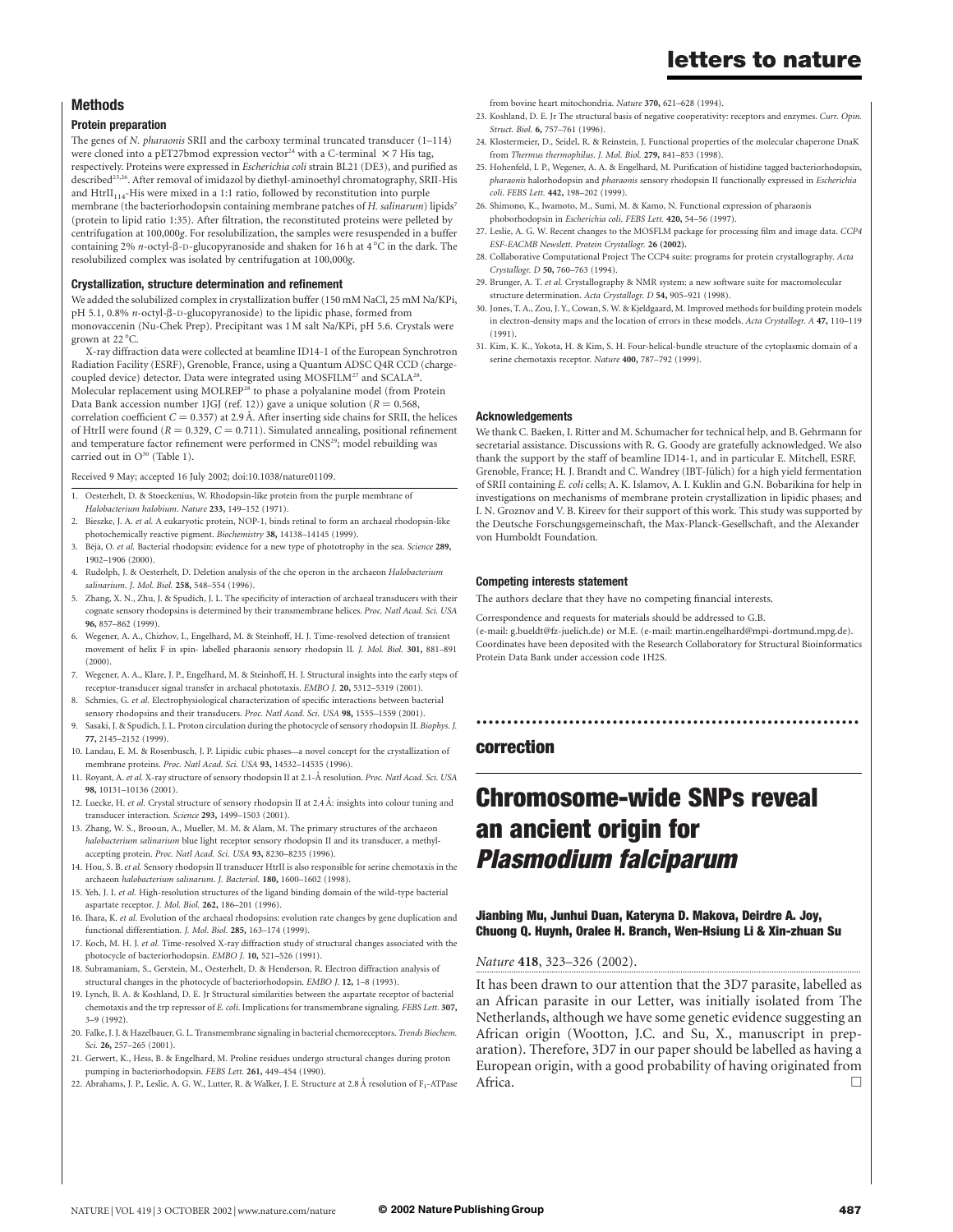## Methods

### Protein preparation

The genes of *N. pharaonis* SRII and the carboxy terminal truncated transducer (1–114) were cloned into a pET27bmod expression vector[24] with a C-terminal ×7 His tag, respectively. Proteins were expressed in *Escherichia coli* strain BL21 (DE3), and purified as described[25,26]. After removal of imidazol by diethyl-aminoethyl chromatography, SRII-His and $HtrII_{114}$-His were mixed in a 1:1 ratio, followed by reconstitution into purple membrane (the bacteriorhodopsin containing membrane patches of *H. salinarum*) lipids[7] (protein to lipid ratio 1:35). After filtration, the reconstituted proteins were pelleted by centrifugation at 100,000*g*. For resolubilization, the samples were resuspended in a buffer containing 2% *n*-octyl-β-D-glucopyranoside and shaken for 16 h at 4 °C in the dark. The resolubilized complex was isolated by centrifugation at 100,000*g*.

### Crystallization, structure determination and refinement

We added the solubilized complex in crystallization buffer (150 mM NaCl, 25 mM Na/KPi, pH 5.1, 0.8% *n*-octyl-β-D-glucopyranoside) to the lipidic phase, formed from monovaccenin (Nu-Chek Prep). Precipitant was 1 M salt Na/KPi, pH 5.6. Crystals were grown at 22 °C.

X-ray diffraction data were collected at beamline ID14-1 of the European Synchrotron Radiation Facility (ESRF), Grenoble, France, using a Quantum ADSC Q4R CCD (charge-coupled device) detector. Data were integrated using MOSFILM[27] and SCALA[28]. Molecular replacement using MOLREP[28] to phase a polyalanine model (from Protein Data Bank accession number 1JGJ (ref. 12)) gave a unique solution ($R = 0.568$, correlation coefficient $C = 0.357$) at 2.9 Å. After inserting side chains for SRII, the helices of HtrII were found ($R = 0.329$, $C = 0.711$). Simulated annealing, positional refinement and temperature factor refinement were performed in CNS[29]; model rebuilding was carried out in O[30] (Table 1).

Received 9 May; accepted 16 July 2002; doi:10.1038/nature01109.

1. Oesterhelt, D. & Stoeckenius, W. Rhodopsin-like protein from the purple membrane of *Halobacterium halobium*. *Nature* **233,** 149–152 (1971).
2. Bieszke, J. A. *et al.* A eukaryotic protein, NOP-1, binds retinal to form an archaeal rhodopsin-like photochemically reactive pigment. *Biochemistry* **38,** 14138–14145 (1999).
3. Béjà, O. *et al.* Bacterial rhodopsin: evidence for a new type of phototrophy in the sea. *Science* **289,** 1902–1906 (2000).
4. Rudolph, J. & Oesterhelt, D. Deletion analysis of the che operon in the archaeon *Halobacterium salinarium*. *J. Mol. Biol.* **258,** 548–554 (1996).
5. Zhang, X. N., Zhu, J. & Spudich, J. L. The specificity of interaction of archaeal transducers with their cognate sensory rhodopsins is determined by their transmembrane helices. *Proc. Natl Acad. Sci. USA* **96,** 857–862 (1999).
6. Wegener, A. A., Chizhov, I., Engelhard, M. & Steinhoff, H. J. Time-resolved detection of transient movement of helix F in spin- labelled pharaonis sensory rhodopsin II. *J. Mol. Biol.* **301,** 881–891 (2000).
7. Wegener, A. A., Klare, J. P., Engelhard, M. & Steinhoff, H. J. Structural insights into the early steps of receptor-transducer signal transfer in archaeal phototaxis. *EMBO J.* **20,** 5312–5319 (2001).
8. Schmies, G. *et al.* Electrophysiological characterization of specific interactions between bacterial sensory rhodopsins and their transducers. *Proc. Natl Acad. Sci. USA* **98,** 1555–1559 (2001).
9. Sasaki, J. & Spudich, J. L. Proton circulation during the photocycle of sensory rhodopsin II. *Biophys. J.* **77,** 2145–2152 (1999).
10. Landau, E. M. & Rosenbusch, J. P. Lipidic cubic phases—a novel concept for the crystallization of membrane proteins. *Proc. Natl Acad. Sci. USA* **93,** 14532–14535 (1996).
11. Royant, A. *et al.* X-ray structure of sensory rhodopsin II at 2.1-Å resolution. *Proc. Natl Acad. Sci. USA* **98,** 10131–10136 (2001).
12. Luecke, H. *et al.* Crystal structure of sensory rhodopsin II at 2.4 Å: insights into colour tuning and transducer interaction. *Science* **293,** 1499–1503 (2001).
13. Zhang, W. S., Brooun, A., Mueller, M. M. & Alam, M. The primary structures of the archaeon *halobacterium salinarium* blue light receptor sensory rhodopsin II and its transducer, a methyl-accepting protein. *Proc. Natl Acad. Sci. USA* **93,** 8230–8235 (1996).
14. Hou, S. B. *et al.* Sensory rhodopsin II transducer HtrII is also responsible for serine chemotaxis in the archaeon *halobacterium salinarum*. *J. Bacteriol.* **180,** 1600–1602 (1998).
15. Yeh, J. I. *et al.* High-resolution structures of the ligand binding domain of the wild-type bacterial aspartate receptor. *J. Mol. Biol.* **262,** 186–201 (1996).
16. Ihara, K. *et al.* Evolution of the archaeal rhodopsins: evolution rate changes by gene duplication and functional differentiation. *J. Mol. Biol.* **285,** 163–174 (1999).
17. Koch, M. H. J. *et al.* Time-resolved X-ray diffraction study of structural changes associated with the photocycle of bacteriorhodopsin. *EMBO J.* **10,** 521–526 (1991).
18. Subramaniam, S., Gerstein, M., Oesterhelt, D. & Henderson, R. Electron diffraction analysis of structural changes in the photocycle of bacteriorhodopsin. *EMBO J.* **12,** 1–8 (1993).
19. Lynch, B. A. & Koshland, D. E. Jr Structural similarities between the aspartate receptor of bacterial chemotaxis and the trp repressor of *E. coli*. Implications for transmembrane signaling. *FEBS Lett.* **307,** 3–9 (1992).
20. Falke, J. J. & Hazelbauer, G. L. Transmembrane signaling in bacterial chemoreceptors. *Trends Biochem. Sci.* **26,** 257–265 (2001).
21. Gerwert, K., Hess, B. & Engelhard, M. Proline residues undergo structural changes during proton pumping in bacteriorhodopsin. *FEBS Lett.* **261,** 449–454 (1990).
22. Abrahams, J. P., Leslie, A. G. W., Lutter, R. & Walker, J. E. Structure at 2.8 Å resolution of $F_1$-ATPase from bovine heart mitochondria. *Nature* **370,** 621–628 (1994).
23. Koshland, D. E. Jr The structural basis of negative cooperativity: receptors and enzymes. *Curr. Opin. Struct. Biol.* **6,** 757–761 (1996).
24. Klostermeier, D., Seidel, R. & Reinstein, J. Functional properties of the molecular chaperone DnaK from *Thermus thermophilus*. *J. Mol. Biol.* **279,** 841–853 (1998).
25. Hohenfeld, I. P., Wegener, A. A. & Engelhard, M. Purification of histidine tagged bacteriorhodopsin, *pharaonis* halorhodopsin and *pharaonis* sensory rhodopsin II functionally expressed in *Escherichia coli*. *FEBS Lett.* **442,** 198–202 (1999).
26. Shimono, K., Iwamoto, M., Sumi, M. & Kamo, N. Functional expression of pharaonis phoborhodopsin in *Escherichia coli*. *FEBS Lett.* **420,** 54–56 (1997).
27. Leslie, A. G. W. Recent changes to the MOSFLM package for processing film and image data. *CCP4 ESF-EACMB Newslett. Protein Crystallogr.* **26 (2002).**
28. Collaborative Computational Project The CCP4 suite: programs for protein crystallography. *Acta Crystallogr. D* **50,** 760–763 (1994).
29. Brunger, A. T. *et al.* Crystallography & NMR system: a new software suite for macromolecular structure determination. *Acta Crystallogr. D* **54,** 905–921 (1998).
30. Jones, T. A., Zou, J. Y., Cowan, S. W. & Kjeldgaard, M. Improved methods for building protein models in electron-density maps and the location of errors in these models. *Acta Crystallogr. A* **47,** 110–119 (1991).
31. Kim, K. K., Yokota, H. & Kim, S. H. Four-helical-bundle structure of the cytoplasmic domain of a serine chemotaxis receptor. *Nature* **400,** 787–792 (1999).

### Acknowledgements

We thank C. Baeken, I. Ritter and M. Schumacher for technical help, and B. Gehrmann for secretarial assistance. Discussions with R. G. Goody are gratefully acknowledged. We also thank the support by the staff of beamline ID14-1, and in particular E. Mitchell, ESRF, Grenoble, France; H. J. Brandt and C. Wandrey (IBT-Jülich) for a high yield fermentation of SRII containing *E. coli* cells; A. K. Islamov, A. I. Kuklin and G.N. Bobarikina for help in investigations on mechanisms of membrane protein crystallization in lipidic phases; and I. N. Groznov and V. B. Kireev for their support of this work. This study was supported by the Deutsche Forschungsgemeinschaft, the Max-Planck-Gesellschaft, and the Alexander von Humboldt Foundation.

### Competing interests statement

The authors declare that they have no competing financial interests.

Correspondence and requests for materials should be addressed to G.B. (e-mail: g.bueldt@fz-juelich.de) or M.E. (e-mail: martin.engelhard@mpi-dortmund.mpg.de). Coordinates have been deposited with the Research Collaboratory for Structural Bioinformatics Protein Data Bank under accession code 1H2S.

## correction

# Chromosome-wide SNPs reveal an ancient origin for *Plasmodium falciparum*

**Jianbing Mu, Junhui Duan, Kateryna D. Makova, Deirdre A. Joy, Chuong Q. Huynh, Oralee H. Branch, Wen-Hsiung Li & Xin-zhuan Su**

*Nature* **418**, 323–326 (2002).

It has been drawn to our attention that the 3D7 parasite, labelled as an African parasite in our Letter, was initially isolated from The Netherlands, although we have some genetic evidence suggesting an African origin (Wootton, J.C. and Su, X., manuscript in preparation). Therefore, 3D7 in our paper should be labelled as having a European origin, with a good probability of having originated from Africa. □